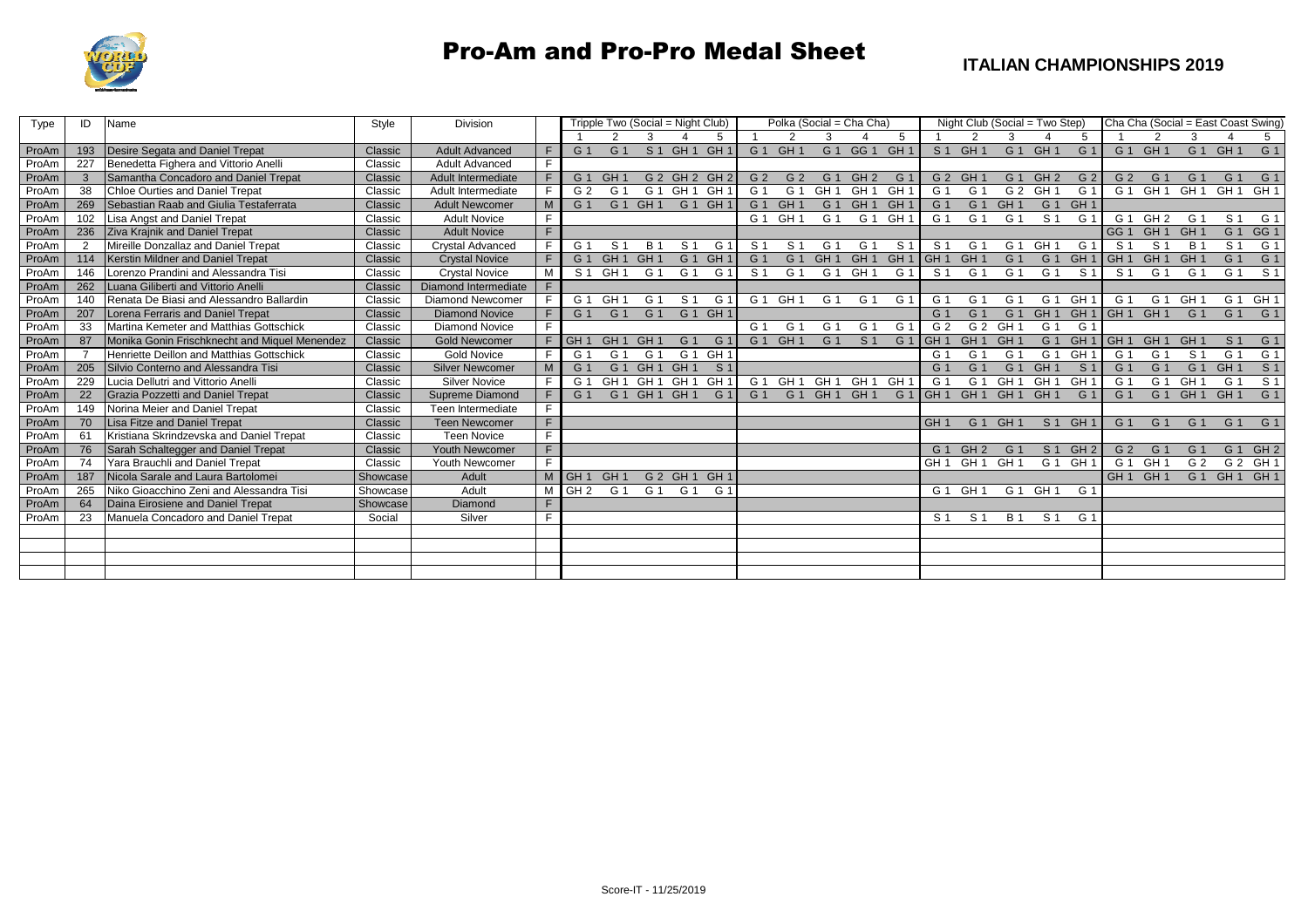# Pro-Am and Pro-Pro Medal Sheet

## ITALIAN CHAMPIONSHIPS 2019

| Type | ID | Name | Style | Division | | Tripple Two (Social = Night Club) | | | | | Polka (Social = Cha Cha) | | | | | Night Club (Social = Two Step) | | | | | Cha Cha (Social = East Coast Swing) | | | | |
|---|---|---|---|---|---|---|---|---|---|---|---|---|---|---|---|---|---|---|---|---|---|---|---|---|---|
| | | | | | | 1 | 2 | 3 | 4 | 5 | 1 | 2 | 3 | 4 | 5 | 1 | 2 | 3 | 4 | 5 | 1 | 2 | 3 | 4 | 5 |
| ProAm | 193 | Desire Segata and Daniel Trepat | Classic | Adult Advanced | F | G 1 | G 1 | S 1 | GH 1 | GH 1 | G 1 | GH 1 | G 1 | GG 1 | GH 1 | S 1 | GH 1 | G 1 | GH 1 | G 1 | G 1 | GH 1 | G 1 | GH 1 | G 1 |
| ProAm | 227 | Benedetta Fighera and Vittorio Anelli | Classic | Adult Advanced | F | | | | | | | | | | | | | | | | | | | | |
| ProAm | 3 | Samantha Concadoro and Daniel Trepat | Classic | Adult Intermediate | F | G 1 | GH 1 | G 2 | GH 2 | GH 2 | G 2 | G 2 | G 1 | GH 2 | G 1 | G 2 | GH 1 | G 1 | GH 2 | G 2 | G 2 | G 1 | G 1 | G 1 | G 1 |
| ProAm | 38 | Chloe Ourties and Daniel Trepat | Classic | Adult Intermediate | F | G 2 | G 1 | G 1 | GH 1 | GH 1 | G 1 | G 1 | GH 1 | GH 1 | GH 1 | G 1 | G 1 | G 2 | GH 1 | G 1 | G 1 | GH 1 | GH 1 | GH 1 | GH 1 |
| ProAm | 269 | Sebastian Raab and Giulia Testaferrata | Classic | Adult Newcomer | M | G 1 | G 1 | GH 1 | G 1 | GH 1 | G 1 | GH 1 | G 1 | GH 1 | GH 1 | G 1 | G 1 | GH 1 | G 1 | GH 1 | | | | | |
| ProAm | 102 | Lisa Angst and Daniel Trepat | Classic | Adult Novice | F | | | | | | G 1 | GH 1 | G 1 | G 1 | GH 1 | G 1 | G 1 | G 1 | S 1 | G 1 | G 1 | GH 2 | G 1 | S 1 | G 1 |
| ProAm | 236 | Ziva Krajnik and Daniel Trepat | Classic | Adult Novice | F | | | | | | | | | | | | | | | | GG 1 | GH 1 | GH 1 | G 1 | GG 1 |
| ProAm | 2 | Mireille Donzallaz and Daniel Trepat | Classic | Crystal Advanced | F | G 1 | S 1 | B 1 | S 1 | G 1 | S 1 | S 1 | G 1 | G 1 | S 1 | S 1 | G 1 | G 1 | GH 1 | G 1 | S 1 | S 1 | B 1 | S 1 | G 1 |
| ProAm | 114 | Kerstin Mildner and Daniel Trepat | Classic | Crystal Novice | F | G 1 | GH 1 | GH 1 | G 1 | GH 1 | G 1 | G 1 | GH 1 | GH 1 | GH 1 | GH 1 | GH 1 | G 1 | G 1 | GH 1 | GH 1 | GH 1 | GH 1 | G 1 | G 1 |
| ProAm | 146 | Lorenzo Prandini and Alessandra Tisi | Classic | Crystal Novice | M | S 1 | GH 1 | G 1 | G 1 | G 1 | S 1 | G 1 | G 1 | GH 1 | G 1 | S 1 | G 1 | G 1 | G 1 | S 1 | S 1 | G 1 | G 1 | G 1 | S 1 |
| ProAm | 262 | Luana Giliberti and Vittorio Anelli | Classic | Diamond Intermediate | F | | | | | | | | | | | | | | | | | | | | |
| ProAm | 140 | Renata De Biasi and Alessandro Ballardin | Classic | Diamond Newcomer | F | G 1 | GH 1 | G 1 | S 1 | G 1 | G 1 | GH 1 | G 1 | G 1 | G 1 | G 1 | G 1 | G 1 | G 1 | GH 1 | G 1 | G 1 | GH 1 | G 1 | GH 1 |
| ProAm | 207 | Lorena Ferraris and Daniel Trepat | Classic | Diamond Novice | F | G 1 | G 1 | G 1 | G 1 | GH 1 | | | | | | G 1 | G 1 | G 1 | GH 1 | GH 1 | GH 1 | GH 1 | G 1 | G 1 | G 1 |
| ProAm | 33 | Martina Kemeter and Matthias Gottschick | Classic | Diamond Novice | F | | | | | | G 1 | G 1 | G 1 | G 1 | G 1 | G 2 | G 2 | GH 1 | G 1 | G 1 | | | | | |
| ProAm | 87 | Monika Gonin Frischknecht and Miquel Menendez | Classic | Gold Newcomer | F | GH 1 | GH 1 | GH 1 | G 1 | G 1 | G 1 | GH 1 | G 1 | S 1 | G 1 | GH 1 | GH 1 | GH 1 | G 1 | GH 1 | GH 1 | GH 1 | GH 1 | S 1 | G 1 |
| ProAm | 7 | Henriette Deillon and Matthias Gottschick | Classic | Gold Novice | F | G 1 | G 1 | G 1 | G 1 | GH 1 | | | | | | G 1 | G 1 | G 1 | G 1 | GH 1 | G 1 | G 1 | S 1 | G 1 | G 1 |
| ProAm | 205 | Silvio Conterno and Alessandra Tisi | Classic | Silver Newcomer | M | G 1 | G 1 | GH 1 | GH 1 | S 1 | | | | | | G 1 | G 1 | G 1 | GH 1 | S 1 | G 1 | G 1 | G 1 | GH 1 | S 1 |
| ProAm | 229 | Lucia Dellutri and Vittorio Anelli | Classic | Silver Novice | F | G 1 | GH 1 | GH 1 | GH 1 | GH 1 | G 1 | GH 1 | GH 1 | GH 1 | GH 1 | G 1 | G 1 | GH 1 | GH 1 | GH 1 | G 1 | G 1 | GH 1 | G 1 | S 1 |
| ProAm | 22 | Grazia Pozzetti and Daniel Trepat | Classic | Supreme Diamond | F | G 1 | G 1 | GH 1 | GH 1 | G 1 | G 1 | G 1 | GH 1 | GH 1 | G 1 | GH 1 | GH 1 | GH 1 | GH 1 | G 1 | G 1 | G 1 | GH 1 | GH 1 | G 1 |
| ProAm | 149 | Norina Meier and Daniel Trepat | Classic | Teen Intermediate | F | | | | | | | | | | | | | | | | | | | | |
| ProAm | 70 | Lisa Fitze and Daniel Trepat | Classic | Teen Newcomer | F | | | | | | | | | | | GH 1 | G 1 | GH 1 | S 1 | GH 1 | G 1 | G 1 | G 1 | G 1 | G 1 |
| ProAm | 61 | Kristiana Skrindzevska and Daniel Trepat | Classic | Teen Novice | F | | | | | | | | | | | | | | | | | | | | |
| ProAm | 76 | Sarah Schaltegger and Daniel Trepat | Classic | Youth Newcomer | F | | | | | | | | | | | G 1 | GH 2 | G 1 | S 1 | GH 2 | G 2 | G 1 | G 1 | G 1 | GH 2 |
| ProAm | 74 | Yara Brauchli and Daniel Trepat | Classic | Youth Newcomer | F | | | | | | | | | | | GH 1 | GH 1 | GH 1 | G 1 | GH 1 | G 1 | GH 1 | G 2 | G 2 | GH 1 |
| ProAm | 187 | Nicola Sarale and Laura Bartolomei | Showcase | Adult | M | GH 1 | GH 1 | G 2 | GH 1 | GH 1 | | | | | | | | | | | GH 1 | GH 1 | G 1 | GH 1 | GH 1 |
| ProAm | 265 | Niko Gioacchino Zeni and Alessandra Tisi | Showcase | Adult | M | GH 2 | G 1 | G 1 | G 1 | G 1 | | | | | | G 1 | GH 1 | G 1 | GH 1 | G 1 | | | | | |
| ProAm | 64 | Daina Eirosiene and Daniel Trepat | Showcase | Diamond | F | | | | | | | | | | | | | | | | | | | | |
| ProAm | 23 | Manuela Concadoro and Daniel Trepat | Social | Silver | F | | | | | | | | | | | S 1 | S 1 | B 1 | S 1 | G 1 | | | | | |

Score-IT - 11/25/2019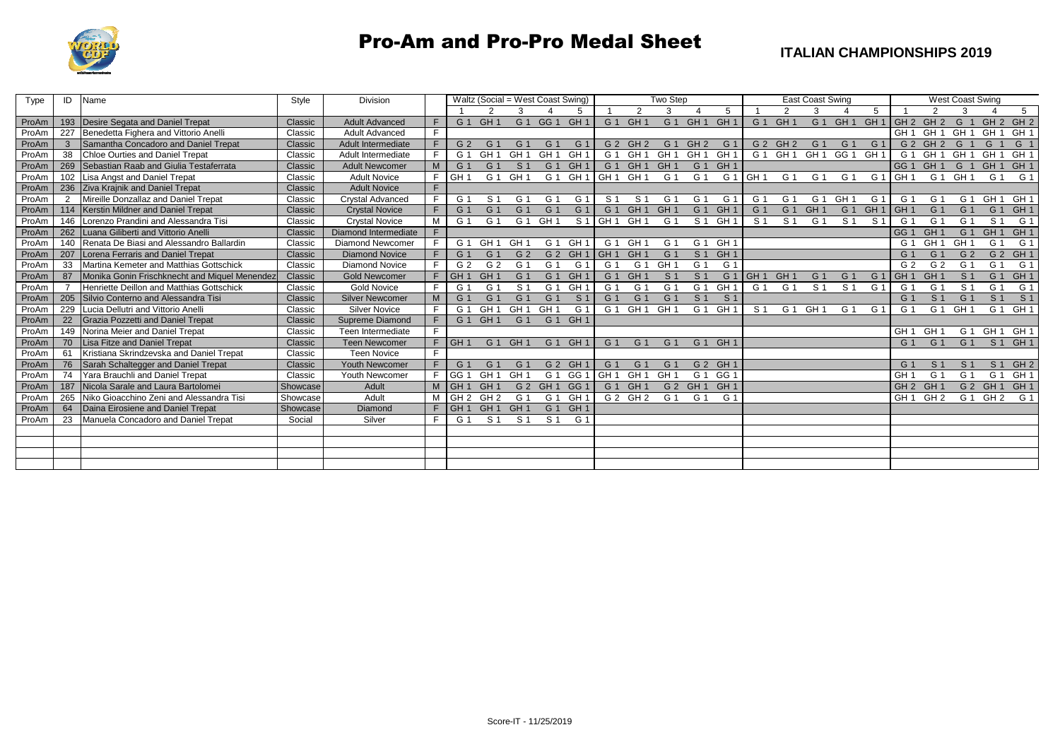# Pro-Am and Pro-Pro Medal Sheet

## ITALIAN CHAMPIONSHIPS 2019

| Type | ID | Name | Style | Division | | Waltz (Social = West Coast Swing) | | | | | Two Step | | | | | East Coast Swing | | | | | West Coast Swing | | | | |
|---|---|---|---|---|---|---|---|---|---|---|---|---|---|---|---|---|---|---|---|---|---|---|---|---|---|
| | | | | | | 1 | 2 | 3 | 4 | 5 | 1 | 2 | 3 | 4 | 5 | 1 | 2 | 3 | 4 | 5 | 1 | 2 | 3 | 4 | 5 |
| ProAm | 193 | Desire Segata and Daniel Trepat | Classic | Adult Advanced | F | G 1 | GH 1 | G 1 | GG 1 | GH 1 | G 1 | GH 1 | G 1 | GH 1 | GH 1 | G 1 | GH 1 | G 1 | GH 1 | GH 1 | GH 2 | GH 2 | G 1 | GH 2 | GH 2 |
| ProAm | 227 | Benedetta Fighera and Vittorio Anelli | Classic | Adult Advanced | F | | | | | | | | | | | | | | | | GH 1 | GH 1 | GH 1 | GH 1 | GH 1 |
| ProAm | 3 | Samantha Concadoro and Daniel Trepat | Classic | Adult Intermediate | F | G 2 | G 1 | G 1 | G 1 | G 1 | G 2 | GH 2 | G 1 | GH 2 | G 1 | G 2 | GH 2 | G 1 | G 1 | G 1 | G 2 | GH 2 | G 1 | G 1 | G 1 |
| ProAm | 38 | Chloe Ourties and Daniel Trepat | Classic | Adult Intermediate | F | G 1 | GH 1 | GH 1 | GH 1 | GH 1 | G 1 | GH 1 | GH 1 | GH 1 | GH 1 | G 1 | GH 1 | GH 1 | GG 1 | GH 1 | G 1 | GH 1 | GH 1 | GH 1 | GH 1 |
| ProAm | 269 | Sebastian Raab and Giulia Testaferrata | Classic | Adult Newcomer | M | G 1 | G 1 | S 1 | G 1 | GH 1 | G 1 | GH 1 | GH 1 | G 1 | GH 1 | | | | | | GG 1 | GH 1 | G 1 | GH 1 | GH 1 |
| ProAm | 102 | Lisa Angst and Daniel Trepat | Classic | Adult Novice | F | GH 1 | G 1 | GH 1 | G 1 | GH 1 | GH 1 | GH 1 | G 1 | G 1 | G 1 | GH 1 | G 1 | G 1 | G 1 | G 1 | GH 1 | G 1 | GH 1 | G 1 | G 1 |
| ProAm | 236 | Ziva Krajnik and Daniel Trepat | Classic | Adult Novice | F | | | | | | | | | | | | | | | | | | | | |
| ProAm | 2 | Mireille Donzallaz and Daniel Trepat | Classic | Crystal Advanced | F | G 1 | S 1 | G 1 | G 1 | G 1 | S 1 | S 1 | G 1 | G 1 | G 1 | G 1 | G 1 | G 1 | GH 1 | G 1 | G 1 | G 1 | G 1 | GH 1 | GH 1 |
| ProAm | 114 | Kerstin Mildner and Daniel Trepat | Classic | Crystal Novice | F | G 1 | G 1 | G 1 | G 1 | G 1 | G 1 | GH 1 | GH 1 | G 1 | GH 1 | G 1 | G 1 | GH 1 | G 1 | GH 1 | GH 1 | G 1 | G 1 | G 1 | GH 1 |
| ProAm | 146 | Lorenzo Prandini and Alessandra Tisi | Classic | Crystal Novice | M | G 1 | G 1 | G 1 | GH 1 | S 1 | GH 1 | GH 1 | G 1 | S 1 | GH 1 | S 1 | S 1 | G 1 | S 1 | S 1 | G 1 | G 1 | G 1 | S 1 | G 1 |
| ProAm | 262 | Luana Giliberti and Vittorio Anelli | Classic | Diamond Intermediate | F | | | | | | | | | | | | | | | | GG 1 | GH 1 | G 1 | GH 1 | GH 1 |
| ProAm | 140 | Renata De Biasi and Alessandro Ballardin | Classic | Diamond Newcomer | F | G 1 | GH 1 | GH 1 | G 1 | GH 1 | G 1 | GH 1 | G 1 | G 1 | GH 1 | | | | | | G 1 | GH 1 | GH 1 | G 1 | G 1 |
| ProAm | 207 | Lorena Ferraris and Daniel Trepat | Classic | Diamond Novice | F | G 1 | G 1 | G 2 | G 2 | GH 1 | GH 1 | GH 1 | G 1 | S 1 | GH 1 | | | | | | G 1 | G 1 | G 2 | G 2 | GH 1 |
| ProAm | 33 | Martina Kemeter and Matthias Gottschick | Classic | Diamond Novice | F | G 2 | G 2 | G 1 | G 1 | G 1 | G 1 | G 1 | GH 1 | G 1 | G 1 | | | | | | G 2 | G 2 | G 1 | G 1 | G 1 |
| ProAm | 87 | Monika Gonin Frischknecht and Miquel Menendez | Classic | Gold Newcomer | F | GH 1 | GH 1 | G 1 | G 1 | GH 1 | G 1 | GH 1 | S 1 | S 1 | G 1 | GH 1 | GH 1 | G 1 | G 1 | G 1 | GH 1 | GH 1 | S 1 | G 1 | GH 1 |
| ProAm | 7 | Henriette Deillon and Matthias Gottschick | Classic | Gold Novice | F | G 1 | G 1 | S 1 | G 1 | GH 1 | G 1 | G 1 | G 1 | G 1 | GH 1 | G 1 | G 1 | S 1 | S 1 | G 1 | G 1 | G 1 | S 1 | G 1 | G 1 |
| ProAm | 205 | Silvio Conterno and Alessandra Tisi | Classic | Silver Newcomer | M | G 1 | G 1 | G 1 | G 1 | S 1 | G 1 | G 1 | G 1 | S 1 | S 1 | | | | | | G 1 | S 1 | G 1 | S 1 | S 1 |
| ProAm | 229 | Lucia Dellutri and Vittorio Anelli | Classic | Silver Novice | F | G 1 | GH 1 | GH 1 | GH 1 | G 1 | G 1 | GH 1 | GH 1 | G 1 | GH 1 | S 1 | G 1 | GH 1 | G 1 | G 1 | G 1 | G 1 | GH 1 | G 1 | GH 1 |
| ProAm | 22 | Grazia Pozzetti and Daniel Trepat | Classic | Supreme Diamond | F | G 1 | GH 1 | G 1 | G 1 | GH 1 | | | | | | | | | | | | | | | |
| ProAm | 149 | Norina Meier and Daniel Trepat | Classic | Teen Intermediate | F | | | | | | | | | | | | | | | | GH 1 | GH 1 | G 1 | GH 1 | GH 1 |
| ProAm | 70 | Lisa Fitze and Daniel Trepat | Classic | Teen Newcomer | F | GH 1 | G 1 | GH 1 | G 1 | GH 1 | G 1 | G 1 | G 1 | G 1 | GH 1 | | | | | | G 1 | G 1 | G 1 | S 1 | GH 1 |
| ProAm | 61 | Kristiana Skrindzevska and Daniel Trepat | Classic | Teen Novice | F | | | | | | | | | | | | | | | | | | | | |
| ProAm | 76 | Sarah Schaltegger and Daniel Trepat | Classic | Youth Newcomer | F | G 1 | G 1 | G 1 | G 2 | GH 1 | G 1 | G 1 | G 1 | G 2 | GH 1 | | | | | | G 1 | S 1 | S 1 | S 1 | GH 2 |
| ProAm | 74 | Yara Brauchli and Daniel Trepat | Classic | Youth Newcomer | F | GG 1 | GH 1 | GH 1 | G 1 | GG 1 | GH 1 | GH 1 | GH 1 | G 1 | GG 1 | | | | | | GH 1 | G 1 | G 1 | G 1 | GH 1 |
| ProAm | 187 | Nicola Sarale and Laura Bartolomei | Showcase | Adult | M | GH 1 | GH 1 | G 2 | GH 1 | GG 1 | G 1 | GH 1 | G 2 | GH 1 | GH 1 | | | | | | GH 2 | GH 1 | G 2 | GH 1 | GH 1 |
| ProAm | 265 | Niko Gioacchino Zeni and Alessandra Tisi | Showcase | Adult | M | GH 2 | GH 2 | G 1 | G 1 | GH 1 | G 2 | GH 2 | G 1 | G 1 | G 1 | | | | | | GH 1 | GH 2 | G 1 | GH 2 | G 1 |
| ProAm | 64 | Daina Eirosiene and Daniel Trepat | Showcase | Diamond | F | GH 1 | GH 1 | GH 1 | G 1 | GH 1 | | | | | | | | | | | | | | | |
| ProAm | 23 | Manuela Concadoro and Daniel Trepat | Social | Silver | F | G 1 | S 1 | S 1 | S 1 | G 1 | | | | | | | | | | | | | | | |

Score-IT - 11/25/2019